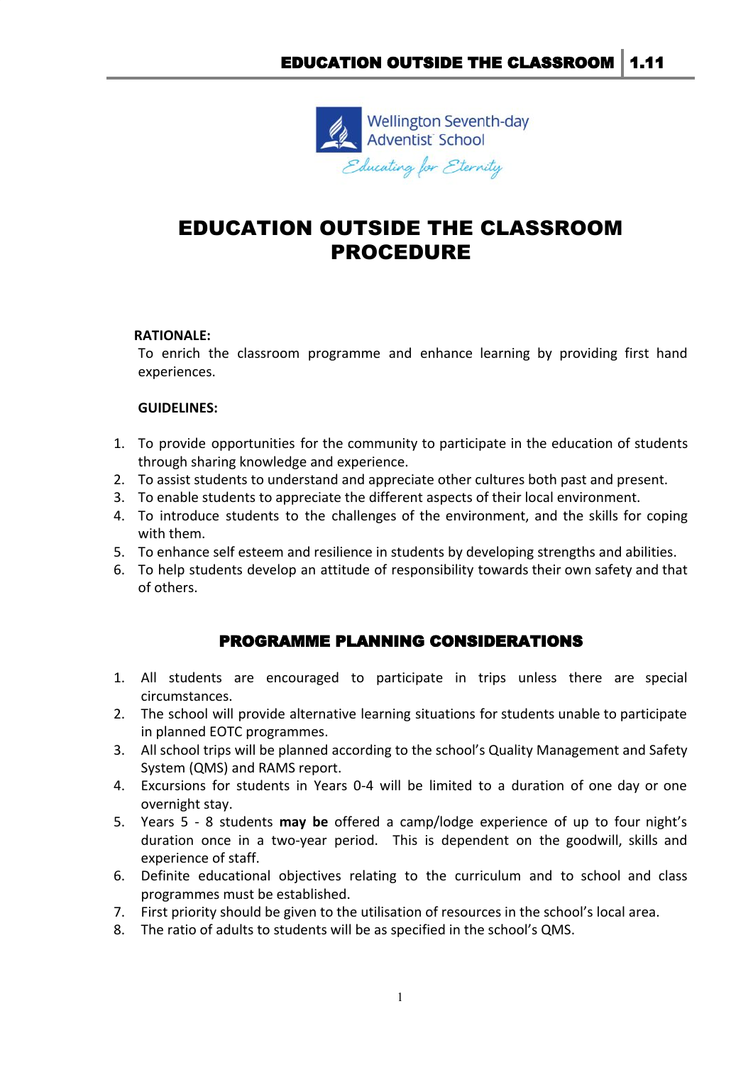Wellington Seventh-day Adventist School

*Educating for Eternity*

# EDUCATION OUTSIDE THE CLASSROOM PROCEDURE

**RATIONALE:**

To enrich the classroom programme and enhance learning by providing first hand experiences.

**GUIDELINES:**

1. To provide opportunities for the community to participate in the education of students through sharing knowledge and experience.
2. To assist students to understand and appreciate other cultures both past and present.
3. To enable students to appreciate the different aspects of their local environment.
4. To introduce students to the challenges of the environment, and the skills for coping with them.
5. To enhance self esteem and resilience in students by developing strengths and abilities.
6. To help students develop an attitude of responsibility towards their own safety and that of others.

## PROGRAMME PLANNING CONSIDERATIONS

1. All students are encouraged to participate in trips unless there are special circumstances.
2. The school will provide alternative learning situations for students unable to participate in planned EOTC programmes.
3. All school trips will be planned according to the school's Quality Management and Safety System (QMS) and RAMS report.
4. Excursions for students in Years 0-4 will be limited to a duration of one day or one overnight stay.
5. Years 5 - 8 students **may be** offered a camp/lodge experience of up to four night's duration once in a two-year period. This is dependent on the goodwill, skills and experience of staff.
6. Definite educational objectives relating to the curriculum and to school and class programmes must be established.
7. First priority should be given to the utilisation of resources in the school's local area.
8. The ratio of adults to students will be as specified in the school's QMS.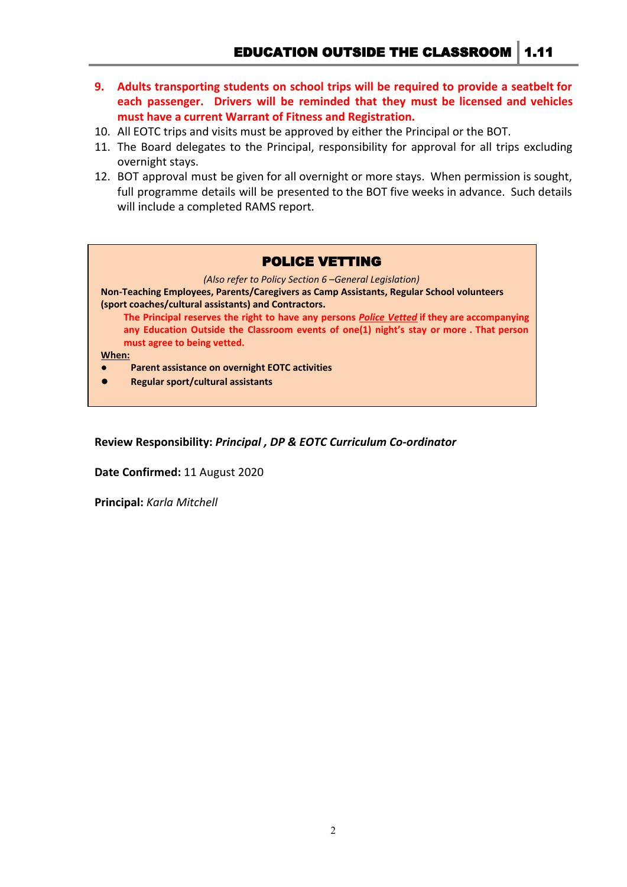9. **Adults transporting students on school trips will be required to provide a seatbelt for each passenger. Drivers will be reminded that they must be licensed and vehicles must have a current Warrant of Fitness and Registration.**
10. All EOTC trips and visits must be approved by either the Principal or the BOT.
11. The Board delegates to the Principal, responsibility for approval for all trips excluding overnight stays.
12. BOT approval must be given for all overnight or more stays. When permission is sought, full programme details will be presented to the BOT five weeks in advance. Such details will include a completed RAMS report.

## POLICE VETTING

*(Also refer to Policy Section 6 –General Legislation)*

**Non-Teaching Employees, Parents/Caregivers as Camp Assistants, Regular School volunteers (sport coaches/cultural assistants) and Contractors.**

**The Principal reserves the right to have any persons *Police Vetted* if they are accompanying any Education Outside the Classroom events of one(1) night's stay or more . That person must agree to being vetted.**

**When:**

- **Parent assistance on overnight EOTC activities**
- **Regular sport/cultural assistants**

**Review Responsibility:** ***Principal , DP & EOTC Curriculum Co-ordinator***

**Date Confirmed:** 11 August 2020

**Principal:** *Karla Mitchell*